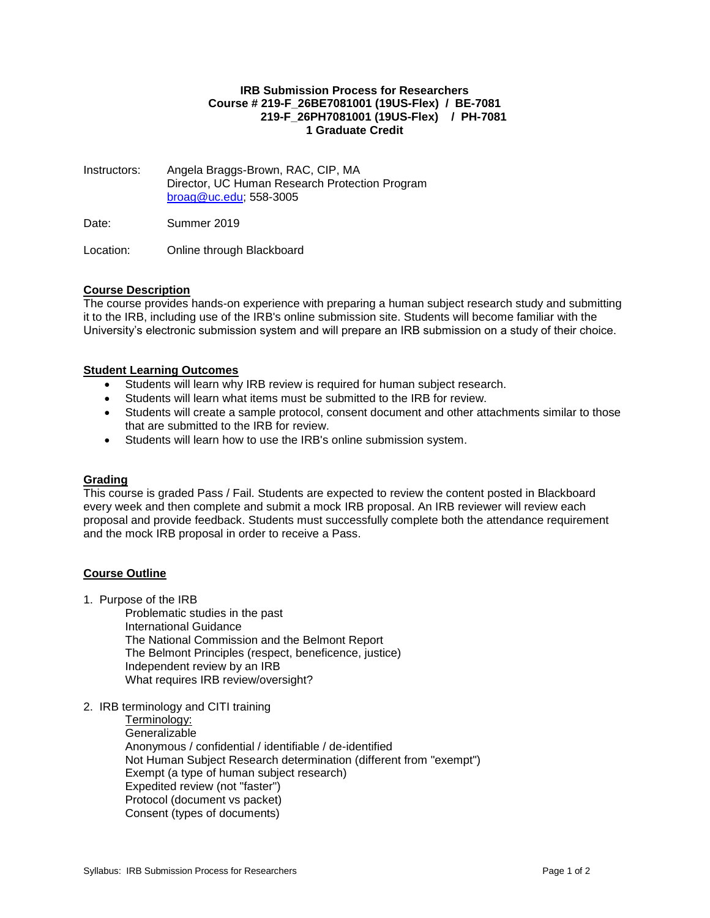**IRB Submission Process for Researchers**
**Course # 219-F_26BE7081001 (19US-Flex) / BE-7081**
**219-F_26PH7081001 (19US-Flex) / PH-7081**
**1 Graduate Credit**

Instructors: Angela Braggs-Brown, RAC, CIP, MA
Director, UC Human Research Protection Program
broag@uc.edu; 558-3005

Date: Summer 2019

Location: Online through Blackboard

## Course Description

The course provides hands-on experience with preparing a human subject research study and submitting it to the IRB, including use of the IRB's online submission site. Students will become familiar with the University's electronic submission system and will prepare an IRB submission on a study of their choice.

## Student Learning Outcomes

- Students will learn why IRB review is required for human subject research.
- Students will learn what items must be submitted to the IRB for review.
- Students will create a sample protocol, consent document and other attachments similar to those that are submitted to the IRB for review.
- Students will learn how to use the IRB's online submission system.

## Grading

This course is graded Pass / Fail. Students are expected to review the content posted in Blackboard every week and then complete and submit a mock IRB proposal. An IRB reviewer will review each proposal and provide feedback. Students must successfully complete both the attendance requirement and the mock IRB proposal in order to receive a Pass.

## Course Outline

1. Purpose of the IRB
   - Problematic studies in the past
   - International Guidance
   - The National Commission and the Belmont Report
   - The Belmont Principles (respect, beneficence, justice)
   - Independent review by an IRB
   - What requires IRB review/oversight?

2. IRB terminology and CITI training
   - Terminology:
   - Generalizable
   - Anonymous / confidential / identifiable / de-identified
   - Not Human Subject Research determination (different from "exempt")
   - Exempt (a type of human subject research)
   - Expedited review (not "faster")
   - Protocol (document vs packet)
   - Consent (types of documents)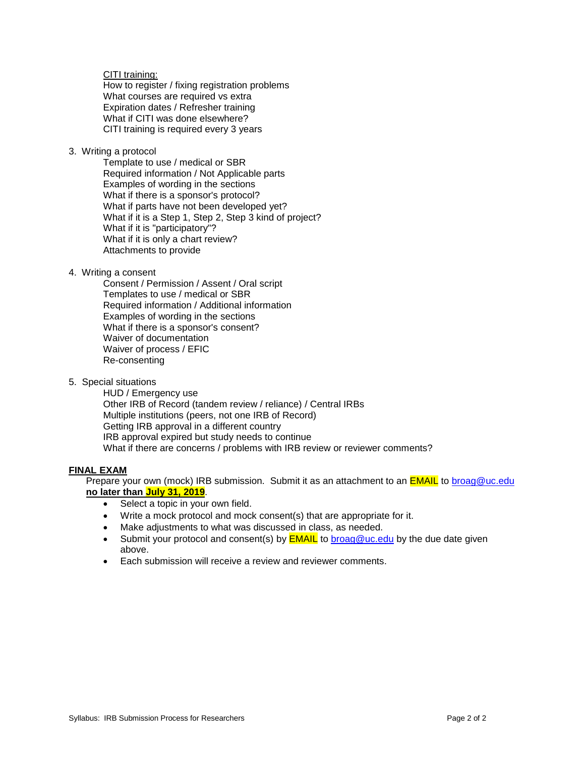CITI training:
- How to register / fixing registration problems
- What courses are required vs extra
- Expiration dates / Refresher training
- What if CITI was done elsewhere?
- CITI training is required every 3 years

3. Writing a protocol
   - Template to use / medical or SBR
   - Required information / Not Applicable parts
   - Examples of wording in the sections
   - What if there is a sponsor's protocol?
   - What if parts have not been developed yet?
   - What if it is a Step 1, Step 2, Step 3 kind of project?
   - What if it is "participatory"?
   - What if it is only a chart review?
   - Attachments to provide

4. Writing a consent
   - Consent / Permission / Assent / Oral script
   - Templates to use / medical or SBR
   - Required information / Additional information
   - Examples of wording in the sections
   - What if there is a sponsor's consent?
   - Waiver of documentation
   - Waiver of process / EFIC
   - Re-consenting

5. Special situations
   - HUD / Emergency use
   - Other IRB of Record (tandem review / reliance) / Central IRBs
   - Multiple institutions (peers, not one IRB of Record)
   - Getting IRB approval in a different country
   - IRB approval expired but study needs to continue
   - What if there are concerns / problems with IRB review or reviewer comments?

## FINAL EXAM

Prepare your own (mock) IRB submission. Submit it as an attachment to an EMAIL to broag@uc.edu **no later than July 31, 2019**.

- Select a topic in your own field.
- Write a mock protocol and mock consent(s) that are appropriate for it.
- Make adjustments to what was discussed in class, as needed.
- Submit your protocol and consent(s) by EMAIL to broag@uc.edu by the due date given above.
- Each submission will receive a review and reviewer comments.